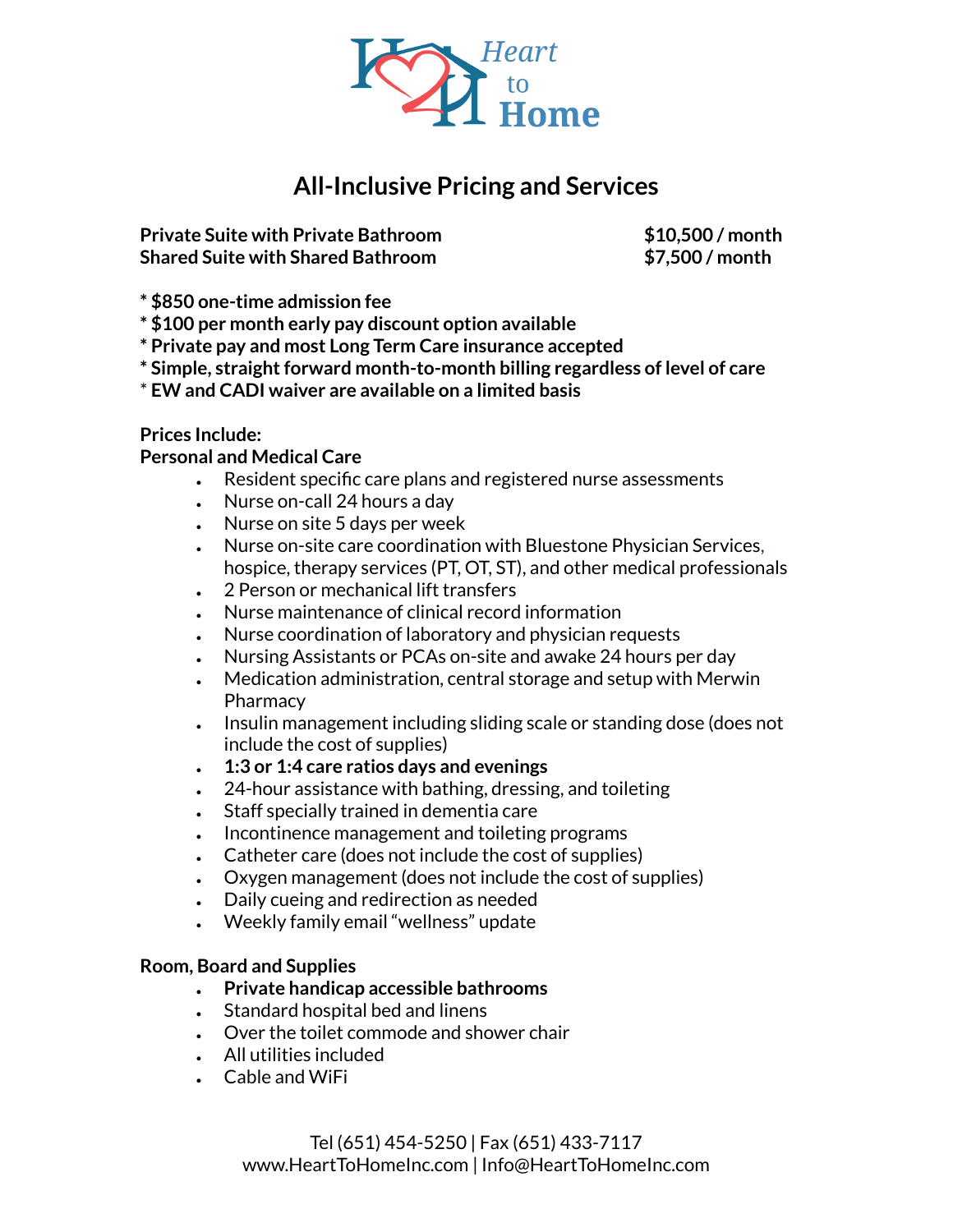Heart to Home

# All-Inclusive Pricing and Services

| | |
|---|---|
| **Private Suite with Private Bathroom** | **$10,500 / month** |
| **Shared Suite with Shared Bathroom** | **$7,500 / month** |

**\* $850 one-time admission fee**
**\* $100 per month early pay discount option available**
**\* Private pay and most Long Term Care insurance accepted**
**\* Simple, straight forward month-to-month billing regardless of level of care**
\* **EW and CADI waiver are available on a limited basis**

**Prices Include:**
**Personal and Medical Care**

- Resident specific care plans and registered nurse assessments
- Nurse on-call 24 hours a day
- Nurse on site 5 days per week
- Nurse on-site care coordination with Bluestone Physician Services, hospice, therapy services (PT, OT, ST), and other medical professionals
- 2 Person or mechanical lift transfers
- Nurse maintenance of clinical record information
- Nurse coordination of laboratory and physician requests
- Nursing Assistants or PCAs on-site and awake 24 hours per day
- Medication administration, central storage and setup with Merwin Pharmacy
- Insulin management including sliding scale or standing dose (does not include the cost of supplies)
- **1:3 or 1:4 care ratios days and evenings**
- 24-hour assistance with bathing, dressing, and toileting
- Staff specially trained in dementia care
- Incontinence management and toileting programs
- Catheter care (does not include the cost of supplies)
- Oxygen management (does not include the cost of supplies)
- Daily cueing and redirection as needed
- Weekly family email "wellness" update

**Room, Board and Supplies**

- **Private handicap accessible bathrooms**
- Standard hospital bed and linens
- Over the toilet commode and shower chair
- All utilities included
- Cable and WiFi

Tel (651) 454-5250 | Fax (651) 433-7117
www.HeartToHomeInc.com | Info@HeartToHomeInc.com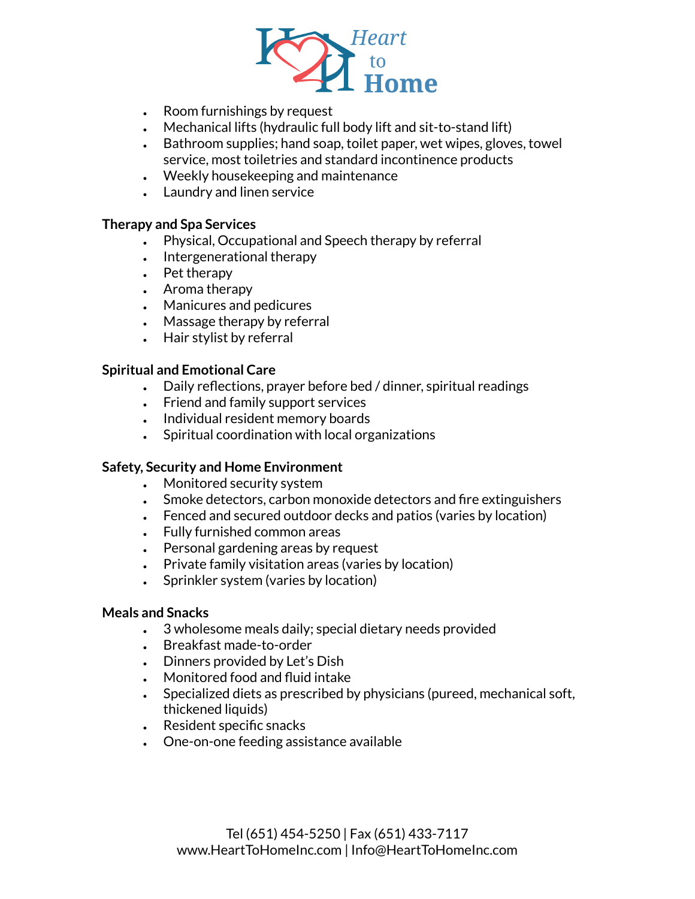- Room furnishings by request
- Mechanical lifts (hydraulic full body lift and sit-to-stand lift)
- Bathroom supplies; hand soap, toilet paper, wet wipes, gloves, towel service, most toiletries and standard incontinence products
- Weekly housekeeping and maintenance
- Laundry and linen service

**Therapy and Spa Services**

- Physical, Occupational and Speech therapy by referral
- Intergenerational therapy
- Pet therapy
- Aroma therapy
- Manicures and pedicures
- Massage therapy by referral
- Hair stylist by referral

**Spiritual and Emotional Care**

- Daily reflections, prayer before bed / dinner, spiritual readings
- Friend and family support services
- Individual resident memory boards
- Spiritual coordination with local organizations

**Safety, Security and Home Environment**

- Monitored security system
- Smoke detectors, carbon monoxide detectors and fire extinguishers
- Fenced and secured outdoor decks and patios (varies by location)
- Fully furnished common areas
- Personal gardening areas by request
- Private family visitation areas (varies by location)
- Sprinkler system (varies by location)

**Meals and Snacks**

- 3 wholesome meals daily; special dietary needs provided
- Breakfast made-to-order
- Dinners provided by Let's Dish
- Monitored food and fluid intake
- Specialized diets as prescribed by physicians (pureed, mechanical soft, thickened liquids)
- Resident specific snacks
- One-on-one feeding assistance available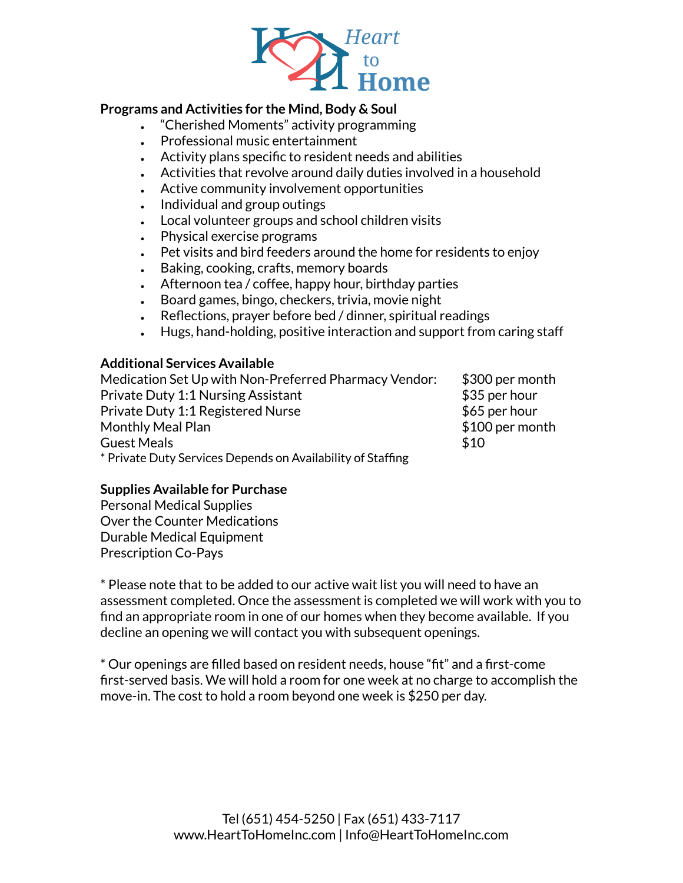Heart to Home

**Programs and Activities for the Mind, Body & Soul**

- "Cherished Moments" activity programming
- Professional music entertainment
- Activity plans specific to resident needs and abilities
- Activities that revolve around daily duties involved in a household
- Active community involvement opportunities
- Individual and group outings
- Local volunteer groups and school children visits
- Physical exercise programs
- Pet visits and bird feeders around the home for residents to enjoy
- Baking, cooking, crafts, memory boards
- Afternoon tea / coffee, happy hour, birthday parties
- Board games, bingo, checkers, trivia, movie night
- Reflections, prayer before bed / dinner, spiritual readings
- Hugs, hand-holding, positive interaction and support from caring staff

**Additional Services Available**

| | |
|---|---|
| Medication Set Up with Non-Preferred Pharmacy Vendor: | $300 per month |
| Private Duty 1:1 Nursing Assistant | $35 per hour |
| Private Duty 1:1 Registered Nurse | $65 per hour |
| Monthly Meal Plan | $100 per month |
| Guest Meals | $10 |

* Private Duty Services Depends on Availability of Staffing

**Supplies Available for Purchase**

Personal Medical Supplies
Over the Counter Medications
Durable Medical Equipment
Prescription Co-Pays

* Please note that to be added to our active wait list you will need to have an assessment completed. Once the assessment is completed we will work with you to find an appropriate room in one of our homes when they become available. If you decline an opening we will contact you with subsequent openings.

* Our openings are filled based on resident needs, house "fit" and a first-come first-served basis. We will hold a room for one week at no charge to accomplish the move-in. The cost to hold a room beyond one week is $250 per day.

Tel (651) 454-5250 | Fax (651) 433-7117
www.HeartToHomeInc.com | Info@HeartToHomeInc.com